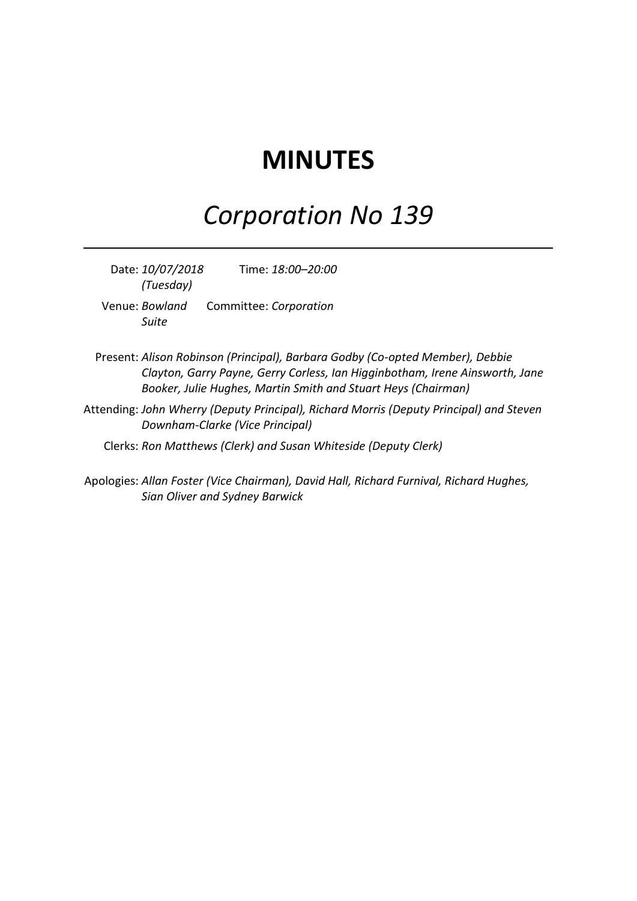# MINUTES

## *Corporation No 139*

---

Date: *10/07/2018 (Tuesday)* Time: *18:00–20:00*

Venue: *Bowland Suite* Committee: *Corporation*

Present: *Alison Robinson (Principal), Barbara Godby (Co-opted Member), Debbie Clayton, Garry Payne, Gerry Corless, Ian Higginbotham, Irene Ainsworth, Jane Booker, Julie Hughes, Martin Smith and Stuart Heys (Chairman)*

Attending: *John Wherry (Deputy Principal), Richard Morris (Deputy Principal) and Steven Downham-Clarke (Vice Principal)*

Clerks: *Ron Matthews (Clerk) and Susan Whiteside (Deputy Clerk)*

Apologies: *Allan Foster (Vice Chairman), David Hall, Richard Furnival, Richard Hughes, Sian Oliver and Sydney Barwick*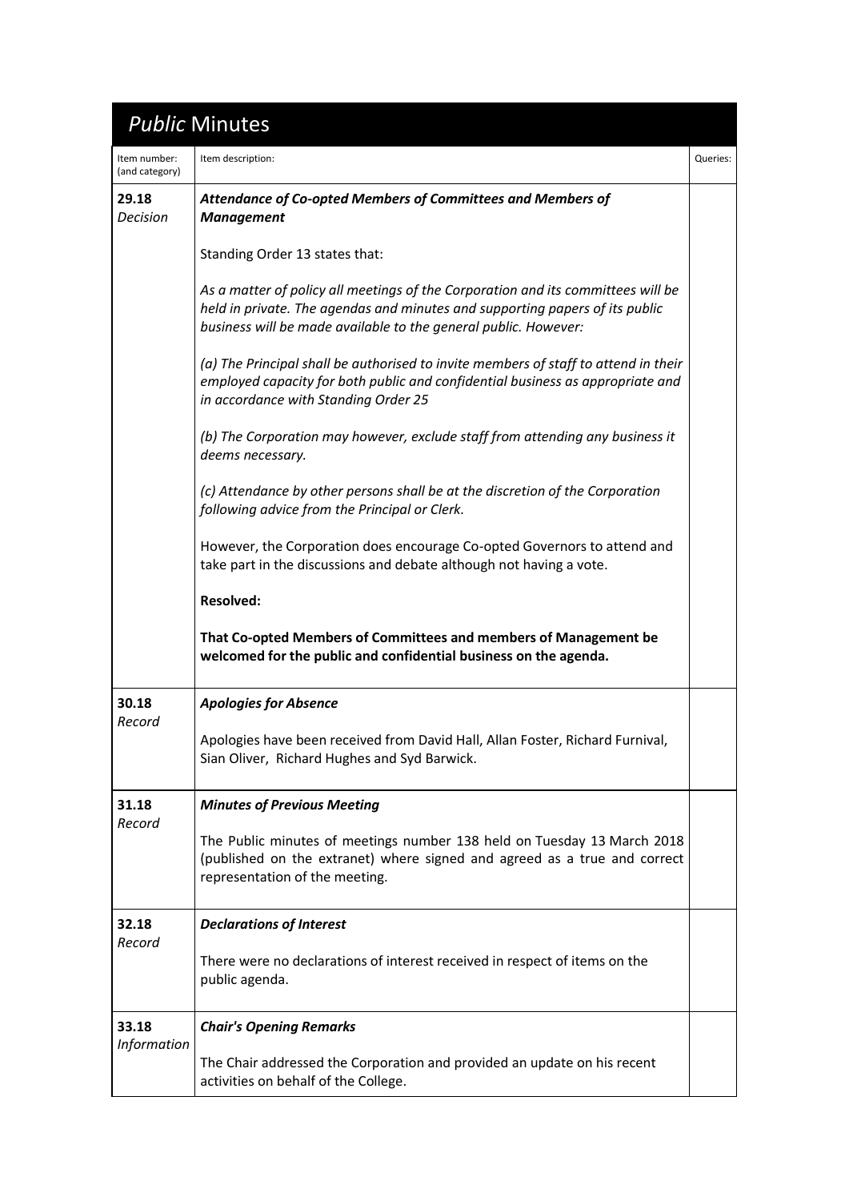# *Public* Minutes

| Item number: (and category) | Item description: | Queries: |
|---|---|---|
| **29.18** *Decision* | ***Attendance of Co-opted Members of Committees and Members of Management***<br><br>Standing Order 13 states that:<br><br>*As a matter of policy all meetings of the Corporation and its committees will be held in private. The agendas and minutes and supporting papers of its public business will be made available to the general public. However:*<br><br>*(a) The Principal shall be authorised to invite members of staff to attend in their employed capacity for both public and confidential business as appropriate and in accordance with Standing Order 25*<br><br>*(b) The Corporation may however, exclude staff from attending any business it deems necessary.*<br><br>*(c) Attendance by other persons shall be at the discretion of the Corporation following advice from the Principal or Clerk.*<br><br>However, the Corporation does encourage Co-opted Governors to attend and take part in the discussions and debate although not having a vote.<br><br>**Resolved:**<br><br>**That Co-opted Members of Committees and members of Management be welcomed for the public and confidential business on the agenda.** | |
| **30.18** *Record* | ***Apologies for Absence***<br><br>Apologies have been received from David Hall, Allan Foster, Richard Furnival, Sian Oliver, Richard Hughes and Syd Barwick. | |
| **31.18** *Record* | ***Minutes of Previous Meeting***<br><br>The Public minutes of meetings number 138 held on Tuesday 13 March 2018 (published on the extranet) where signed and agreed as a true and correct representation of the meeting. | |
| **32.18** *Record* | ***Declarations of Interest***<br><br>There were no declarations of interest received in respect of items on the public agenda. | |
| **33.18** *Information* | ***Chair's Opening Remarks***<br><br>The Chair addressed the Corporation and provided an update on his recent activities on behalf of the College. | |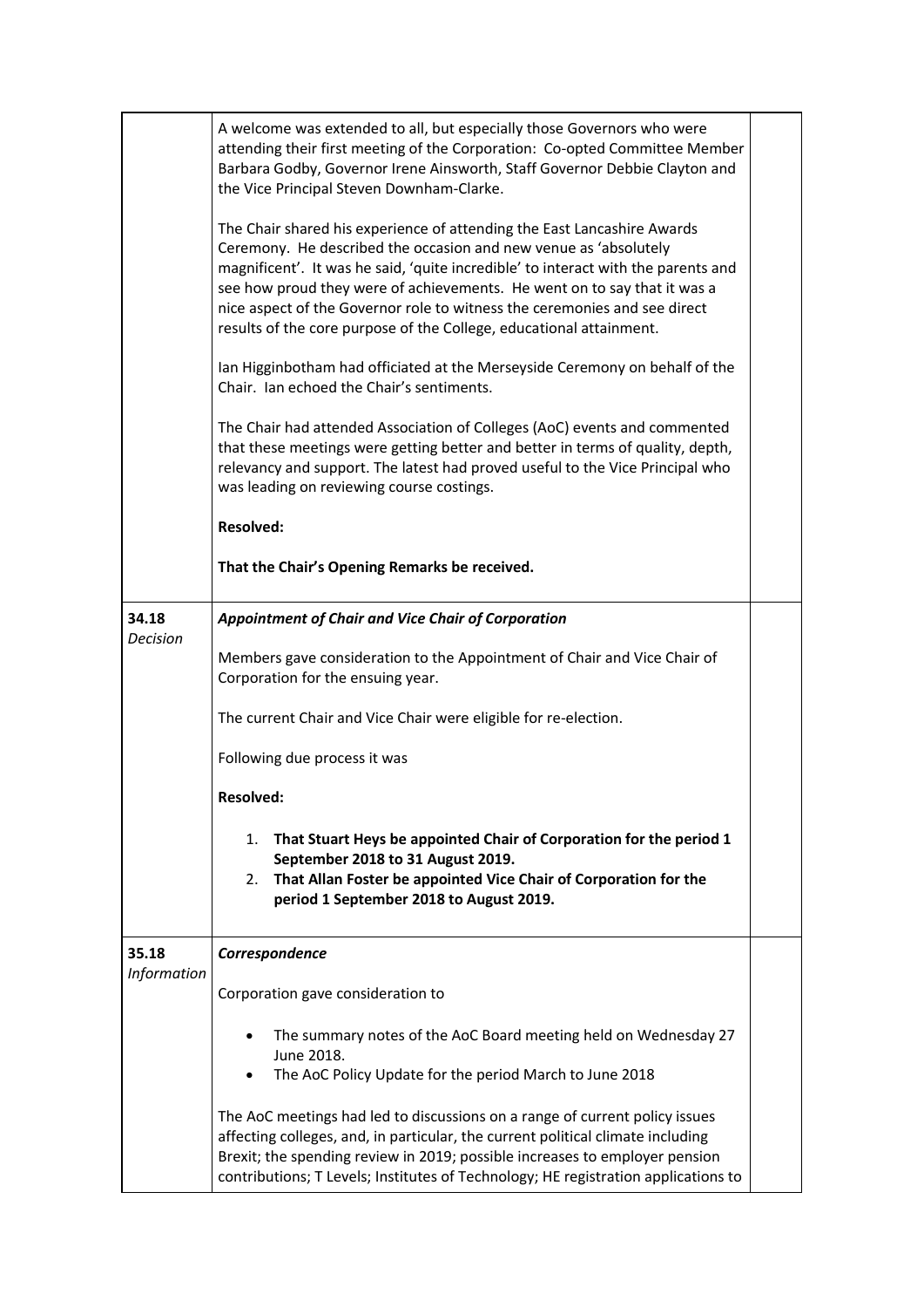| | | |
|---|---|---|
| | A welcome was extended to all, but especially those Governors who were attending their first meeting of the Corporation: Co-opted Committee Member Barbara Godby, Governor Irene Ainsworth, Staff Governor Debbie Clayton and the Vice Principal Steven Downham-Clarke.<br><br>The Chair shared his experience of attending the East Lancashire Awards Ceremony. He described the occasion and new venue as 'absolutely magnificent'. It was he said, 'quite incredible' to interact with the parents and see how proud they were of achievements. He went on to say that it was a nice aspect of the Governor role to witness the ceremonies and see direct results of the core purpose of the College, educational attainment.<br><br>Ian Higginbotham had officiated at the Merseyside Ceremony on behalf of the Chair. Ian echoed the Chair's sentiments.<br><br>The Chair had attended Association of Colleges (AoC) events and commented that these meetings were getting better and better in terms of quality, depth, relevancy and support. The latest had proved useful to the Vice Principal who was leading on reviewing course costings.<br><br>**Resolved:**<br><br>**That the Chair's Opening Remarks be received.** | |
| 34.18<br>*Decision* | ***Appointment of Chair and Vice Chair of Corporation***<br><br>Members gave consideration to the Appointment of Chair and Vice Chair of Corporation for the ensuing year.<br><br>The current Chair and Vice Chair were eligible for re-election.<br><br>Following due process it was<br><br>**Resolved:**<br><br>1. **That Stuart Heys be appointed Chair of Corporation for the period 1 September 2018 to 31 August 2019.**<br>2. **That Allan Foster be appointed Vice Chair of Corporation for the period 1 September 2018 to August 2019.** | |
| 35.18<br>*Information* | ***Correspondence***<br><br>Corporation gave consideration to<br><br>• The summary notes of the AoC Board meeting held on Wednesday 27 June 2018.<br>• The AoC Policy Update for the period March to June 2018<br><br>The AoC meetings had led to discussions on a range of current policy issues affecting colleges, and, in particular, the current political climate including Brexit; the spending review in 2019; possible increases to employer pension contributions; T Levels; Institutes of Technology; HE registration applications to | |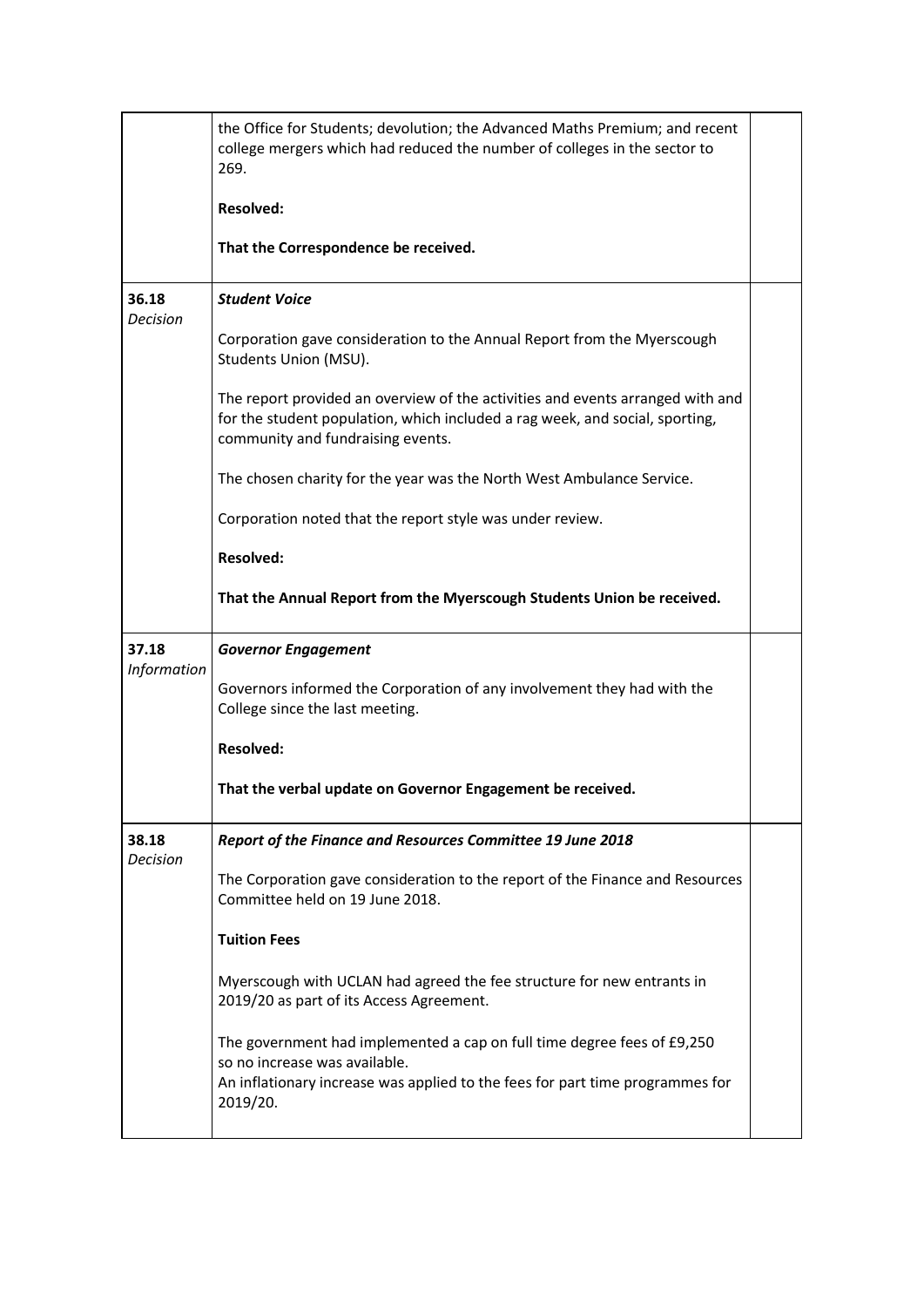| | | |
|---|---|---|
| | the Office for Students; devolution; the Advanced Maths Premium; and recent college mergers which had reduced the number of colleges in the sector to 269.<br><br>**Resolved:**<br><br>**That the Correspondence be received.** | |
| **36.18**<br>*Decision* | ***Student Voice***<br><br>Corporation gave consideration to the Annual Report from the Myerscough Students Union (MSU).<br><br>The report provided an overview of the activities and events arranged with and for the student population, which included a rag week, and social, sporting, community and fundraising events.<br><br>The chosen charity for the year was the North West Ambulance Service.<br><br>Corporation noted that the report style was under review.<br><br>**Resolved:**<br><br>**That the Annual Report from the Myerscough Students Union be received.** | |
| **37.18**<br>*Information* | ***Governor Engagement***<br><br>Governors informed the Corporation of any involvement they had with the College since the last meeting.<br><br>**Resolved:**<br><br>**That the verbal update on Governor Engagement be received.** | |
| **38.18**<br>*Decision* | ***Report of the Finance and Resources Committee 19 June 2018***<br><br>The Corporation gave consideration to the report of the Finance and Resources Committee held on 19 June 2018.<br><br>**Tuition Fees**<br><br>Myerscough with UCLAN had agreed the fee structure for new entrants in 2019/20 as part of its Access Agreement.<br><br>The government had implemented a cap on full time degree fees of £9,250 so no increase was available.<br>An inflationary increase was applied to the fees for part time programmes for 2019/20. | |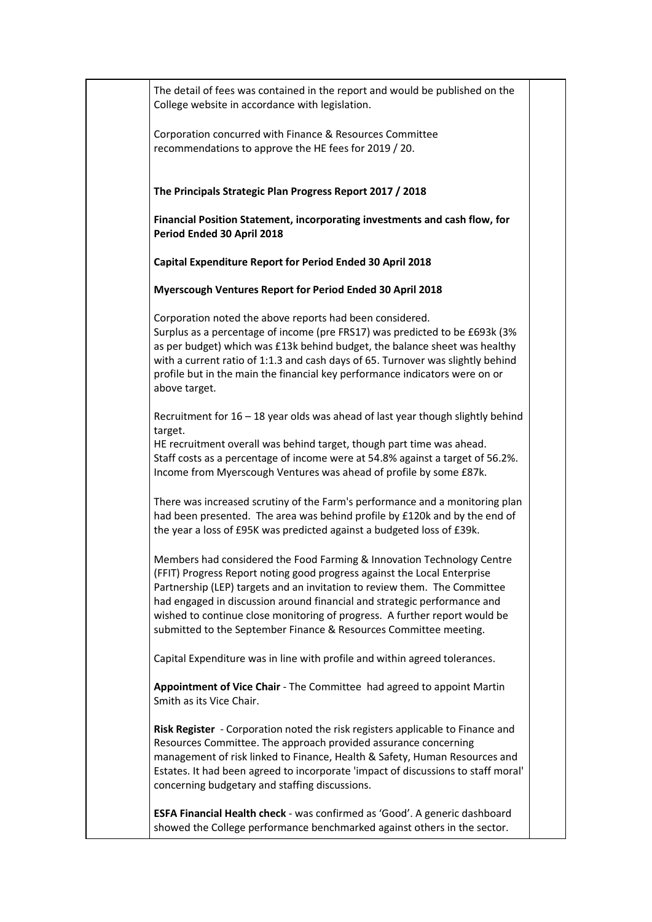The detail of fees was contained in the report and would be published on the College website in accordance with legislation.

Corporation concurred with Finance & Resources Committee recommendations to approve the HE fees for 2019 / 20.

**The Principals Strategic Plan Progress Report 2017 / 2018**

**Financial Position Statement, incorporating investments and cash flow, for Period Ended 30 April 2018**

**Capital Expenditure Report for Period Ended 30 April 2018**

**Myerscough Ventures Report for Period Ended 30 April 2018**

Corporation noted the above reports had been considered.
Surplus as a percentage of income (pre FRS17) was predicted to be £693k (3% as per budget) which was £13k behind budget, the balance sheet was healthy with a current ratio of 1:1.3 and cash days of 65. Turnover was slightly behind profile but in the main the financial key performance indicators were on or above target.

Recruitment for 16 – 18 year olds was ahead of last year though slightly behind target.
HE recruitment overall was behind target, though part time was ahead.
Staff costs as a percentage of income were at 54.8% against a target of 56.2%.
Income from Myerscough Ventures was ahead of profile by some £87k.

There was increased scrutiny of the Farm's performance and a monitoring plan had been presented. The area was behind profile by £120k and by the end of the year a loss of £95K was predicted against a budgeted loss of £39k.

Members had considered the Food Farming & Innovation Technology Centre (FFIT) Progress Report noting good progress against the Local Enterprise Partnership (LEP) targets and an invitation to review them. The Committee had engaged in discussion around financial and strategic performance and wished to continue close monitoring of progress. A further report would be submitted to the September Finance & Resources Committee meeting.

Capital Expenditure was in line with profile and within agreed tolerances.

**Appointment of Vice Chair** - The Committee had agreed to appoint Martin Smith as its Vice Chair.

**Risk Register** - Corporation noted the risk registers applicable to Finance and Resources Committee. The approach provided assurance concerning management of risk linked to Finance, Health & Safety, Human Resources and Estates. It had been agreed to incorporate 'impact of discussions to staff moral' concerning budgetary and staffing discussions.

**ESFA Financial Health check** - was confirmed as 'Good'. A generic dashboard showed the College performance benchmarked against others in the sector.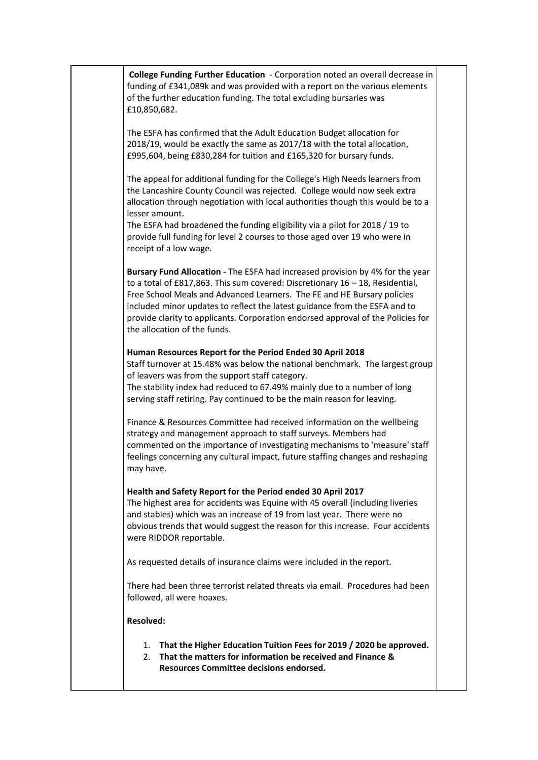**College Funding Further Education** - Corporation noted an overall decrease in funding of £341,089k and was provided with a report on the various elements of the further education funding. The total excluding bursaries was £10,850,682.

The ESFA has confirmed that the Adult Education Budget allocation for 2018/19, would be exactly the same as 2017/18 with the total allocation, £995,604, being £830,284 for tuition and £165,320 for bursary funds.

The appeal for additional funding for the College's High Needs learners from the Lancashire County Council was rejected. College would now seek extra allocation through negotiation with local authorities though this would be to a lesser amount.
The ESFA had broadened the funding eligibility via a pilot for 2018 / 19 to provide full funding for level 2 courses to those aged over 19 who were in receipt of a low wage.

**Bursary Fund Allocation** - The ESFA had increased provision by 4% for the year to a total of £817,863. This sum covered: Discretionary 16 – 18, Residential, Free School Meals and Advanced Learners. The FE and HE Bursary policies included minor updates to reflect the latest guidance from the ESFA and to provide clarity to applicants. Corporation endorsed approval of the Policies for the allocation of the funds.

**Human Resources Report for the Period Ended 30 April 2018**
Staff turnover at 15.48% was below the national benchmark. The largest group of leavers was from the support staff category.
The stability index had reduced to 67.49% mainly due to a number of long serving staff retiring. Pay continued to be the main reason for leaving.

Finance & Resources Committee had received information on the wellbeing strategy and management approach to staff surveys. Members had commented on the importance of investigating mechanisms to 'measure' staff feelings concerning any cultural impact, future staffing changes and reshaping may have.

**Health and Safety Report for the Period ended 30 April 2017**
The highest area for accidents was Equine with 45 overall (including liveries and stables) which was an increase of 19 from last year. There were no obvious trends that would suggest the reason for this increase. Four accidents were RIDDOR reportable.

As requested details of insurance claims were included in the report.

There had been three terrorist related threats via email. Procedures had been followed, all were hoaxes.

**Resolved:**

1. **That the Higher Education Tuition Fees for 2019 / 2020 be approved.**
2. **That the matters for information be received and Finance & Resources Committee decisions endorsed.**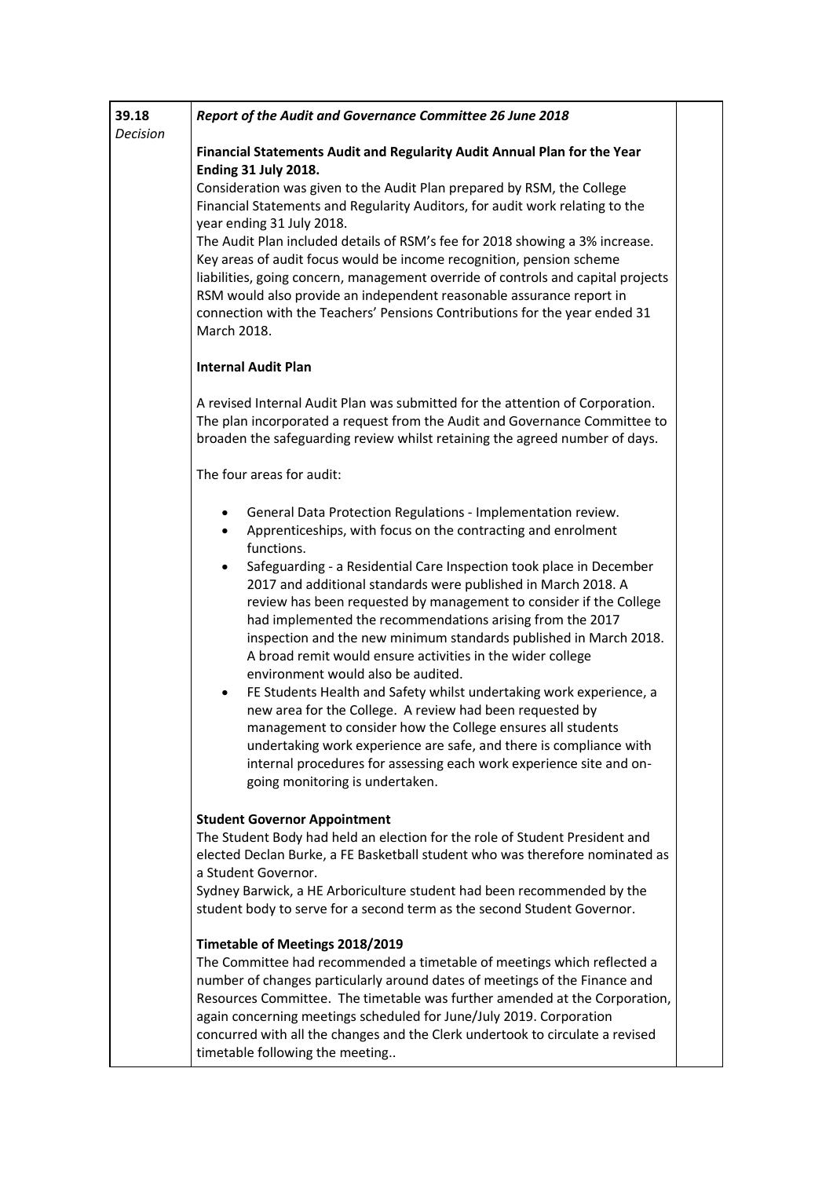| 39.18 *Decision* | ***Report of the Audit and Governance Committee 26 June 2018*** | |
|---|---|---|

**39.18**
*Decision*

***Report of the Audit and Governance Committee 26 June 2018***

**Financial Statements Audit and Regularity Audit Annual Plan for the Year Ending 31 July 2018.**

Consideration was given to the Audit Plan prepared by RSM, the College Financial Statements and Regularity Auditors, for audit work relating to the year ending 31 July 2018.

The Audit Plan included details of RSM's fee for 2018 showing a 3% increase. Key areas of audit focus would be income recognition, pension scheme liabilities, going concern, management override of controls and capital projects RSM would also provide an independent reasonable assurance report in connection with the Teachers' Pensions Contributions for the year ended 31 March 2018.

**Internal Audit Plan**

A revised Internal Audit Plan was submitted for the attention of Corporation. The plan incorporated a request from the Audit and Governance Committee to broaden the safeguarding review whilst retaining the agreed number of days.

The four areas for audit:

- General Data Protection Regulations - Implementation review.
- Apprenticeships, with focus on the contracting and enrolment functions.
- Safeguarding - a Residential Care Inspection took place in December 2017 and additional standards were published in March 2018. A review has been requested by management to consider if the College had implemented the recommendations arising from the 2017 inspection and the new minimum standards published in March 2018. A broad remit would ensure activities in the wider college environment would also be audited.
- FE Students Health and Safety whilst undertaking work experience, a new area for the College. A review had been requested by management to consider how the College ensures all students undertaking work experience are safe, and there is compliance with internal procedures for assessing each work experience site and on-going monitoring is undertaken.

**Student Governor Appointment**

The Student Body had held an election for the role of Student President and elected Declan Burke, a FE Basketball student who was therefore nominated as a Student Governor.

Sydney Barwick, a HE Arboriculture student had been recommended by the student body to serve for a second term as the second Student Governor.

**Timetable of Meetings 2018/2019**

The Committee had recommended a timetable of meetings which reflected a number of changes particularly around dates of meetings of the Finance and Resources Committee. The timetable was further amended at the Corporation, again concerning meetings scheduled for June/July 2019. Corporation concurred with all the changes and the Clerk undertook to circulate a revised timetable following the meeting..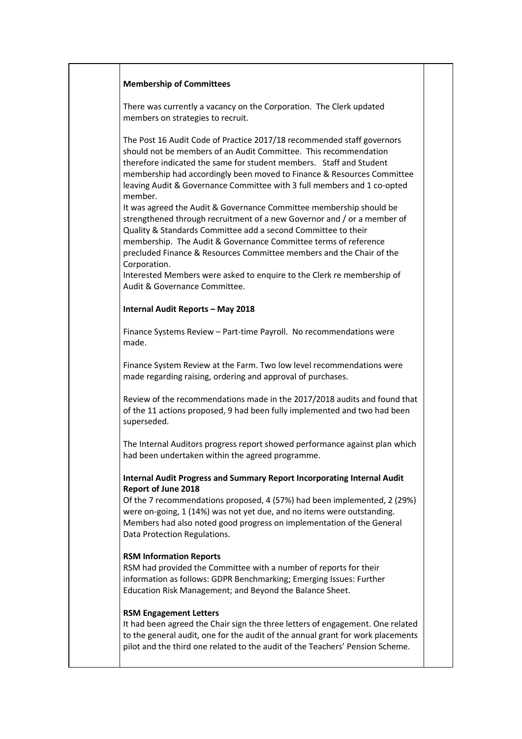**Membership of Committees**

There was currently a vacancy on the Corporation. The Clerk updated members on strategies to recruit.

The Post 16 Audit Code of Practice 2017/18 recommended staff governors should not be members of an Audit Committee. This recommendation therefore indicated the same for student members. Staff and Student membership had accordingly been moved to Finance & Resources Committee leaving Audit & Governance Committee with 3 full members and 1 co-opted member.

It was agreed the Audit & Governance Committee membership should be strengthened through recruitment of a new Governor and / or a member of Quality & Standards Committee add a second Committee to their membership. The Audit & Governance Committee terms of reference precluded Finance & Resources Committee members and the Chair of the Corporation.

Interested Members were asked to enquire to the Clerk re membership of Audit & Governance Committee.

**Internal Audit Reports – May 2018**

Finance Systems Review – Part-time Payroll. No recommendations were made.

Finance System Review at the Farm. Two low level recommendations were made regarding raising, ordering and approval of purchases.

Review of the recommendations made in the 2017/2018 audits and found that of the 11 actions proposed, 9 had been fully implemented and two had been superseded.

The Internal Auditors progress report showed performance against plan which had been undertaken within the agreed programme.

**Internal Audit Progress and Summary Report Incorporating Internal Audit Report of June 2018**

Of the 7 recommendations proposed, 4 (57%) had been implemented, 2 (29%) were on-going, 1 (14%) was not yet due, and no items were outstanding. Members had also noted good progress on implementation of the General Data Protection Regulations.

**RSM Information Reports**

RSM had provided the Committee with a number of reports for their information as follows: GDPR Benchmarking; Emerging Issues: Further Education Risk Management; and Beyond the Balance Sheet.

**RSM Engagement Letters**

It had been agreed the Chair sign the three letters of engagement. One related to the general audit, one for the audit of the annual grant for work placements pilot and the third one related to the audit of the Teachers' Pension Scheme.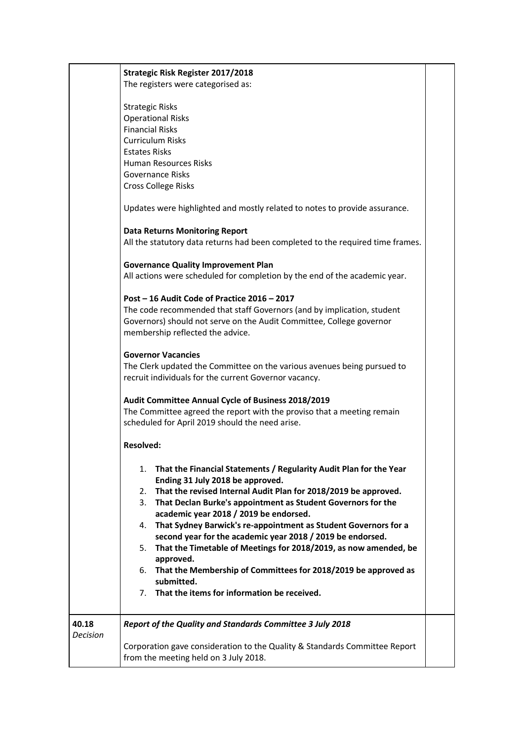| | | |
|---|---|---|
| | **Strategic Risk Register 2017/2018**<br>The registers were categorised as:<br><br>Strategic Risks<br>Operational Risks<br>Financial Risks<br>Curriculum Risks<br>Estates Risks<br>Human Resources Risks<br>Governance Risks<br>Cross College Risks<br><br>Updates were highlighted and mostly related to notes to provide assurance.<br><br>**Data Returns Monitoring Report**<br>All the statutory data returns had been completed to the required time frames.<br><br>**Governance Quality Improvement Plan**<br>All actions were scheduled for completion by the end of the academic year.<br><br>**Post – 16 Audit Code of Practice 2016 – 2017**<br>The code recommended that staff Governors (and by implication, student Governors) should not serve on the Audit Committee, College governor membership reflected the advice.<br><br>**Governor Vacancies**<br>The Clerk updated the Committee on the various avenues being pursued to recruit individuals for the current Governor vacancy.<br><br>**Audit Committee Annual Cycle of Business 2018/2019**<br>The Committee agreed the report with the proviso that a meeting remain scheduled for April 2019 should the need arise.<br><br>**Resolved:**<br><br>1. **That the Financial Statements / Regularity Audit Plan for the Year Ending 31 July 2018 be approved.**<br>2. **That the revised Internal Audit Plan for 2018/2019 be approved.**<br>3. **That Declan Burke's appointment as Student Governors for the academic year 2018 / 2019 be endorsed.**<br>4. **That Sydney Barwick's re-appointment as Student Governors for a second year for the academic year 2018 / 2019 be endorsed.**<br>5. **That the Timetable of Meetings for 2018/2019, as now amended, be approved.**<br>6. **That the Membership of Committees for 2018/2019 be approved as submitted.**<br>7. **That the items for information be received.** | |
| 40.18<br>*Decision* | ***Report of the Quality and Standards Committee 3 July 2018***<br><br>Corporation gave consideration to the Quality & Standards Committee Report from the meeting held on 3 July 2018. | |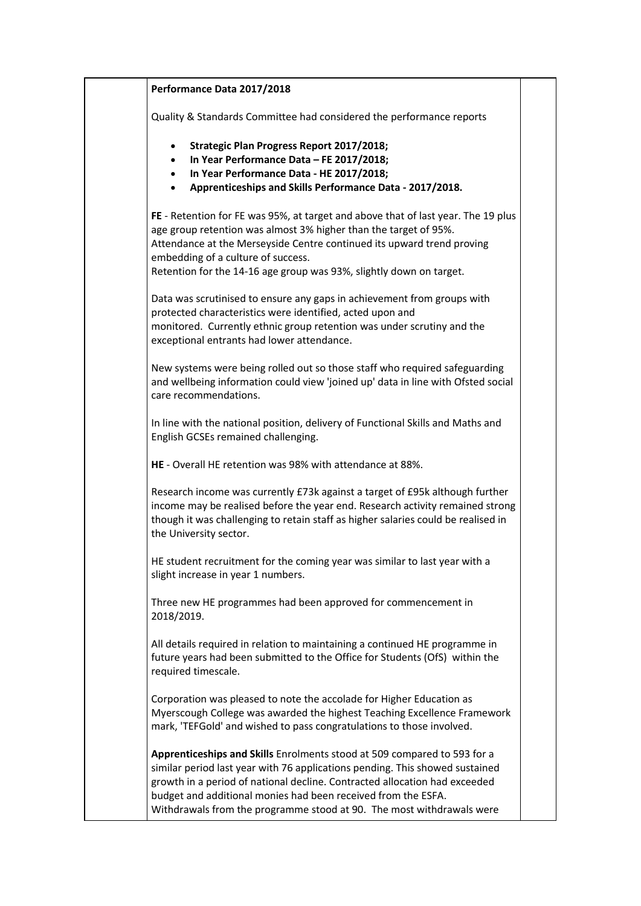**Performance Data 2017/2018**

Quality & Standards Committee had considered the performance reports

- **Strategic Plan Progress Report 2017/2018;**
- **In Year Performance Data – FE 2017/2018;**
- **In Year Performance Data - HE 2017/2018;**
- **Apprenticeships and Skills Performance Data - 2017/2018.**

**FE** - Retention for FE was 95%, at target and above that of last year. The 19 plus age group retention was almost 3% higher than the target of 95%.
Attendance at the Merseyside Centre continued its upward trend proving embedding of a culture of success.
Retention for the 14-16 age group was 93%, slightly down on target.

Data was scrutinised to ensure any gaps in achievement from groups with protected characteristics were identified, acted upon and monitored. Currently ethnic group retention was under scrutiny and the exceptional entrants had lower attendance.

New systems were being rolled out so those staff who required safeguarding and wellbeing information could view 'joined up' data in line with Ofsted social care recommendations.

In line with the national position, delivery of Functional Skills and Maths and English GCSEs remained challenging.

**HE** - Overall HE retention was 98% with attendance at 88%.

Research income was currently £73k against a target of £95k although further income may be realised before the year end. Research activity remained strong though it was challenging to retain staff as higher salaries could be realised in the University sector.

HE student recruitment for the coming year was similar to last year with a slight increase in year 1 numbers.

Three new HE programmes had been approved for commencement in 2018/2019.

All details required in relation to maintaining a continued HE programme in future years had been submitted to the Office for Students (OfS) within the required timescale.

Corporation was pleased to note the accolade for Higher Education as Myerscough College was awarded the highest Teaching Excellence Framework mark, 'TEFGold' and wished to pass congratulations to those involved.

**Apprenticeships and Skills** Enrolments stood at 509 compared to 593 for a similar period last year with 76 applications pending. This showed sustained growth in a period of national decline. Contracted allocation had exceeded budget and additional monies had been received from the ESFA.
Withdrawals from the programme stood at 90. The most withdrawals were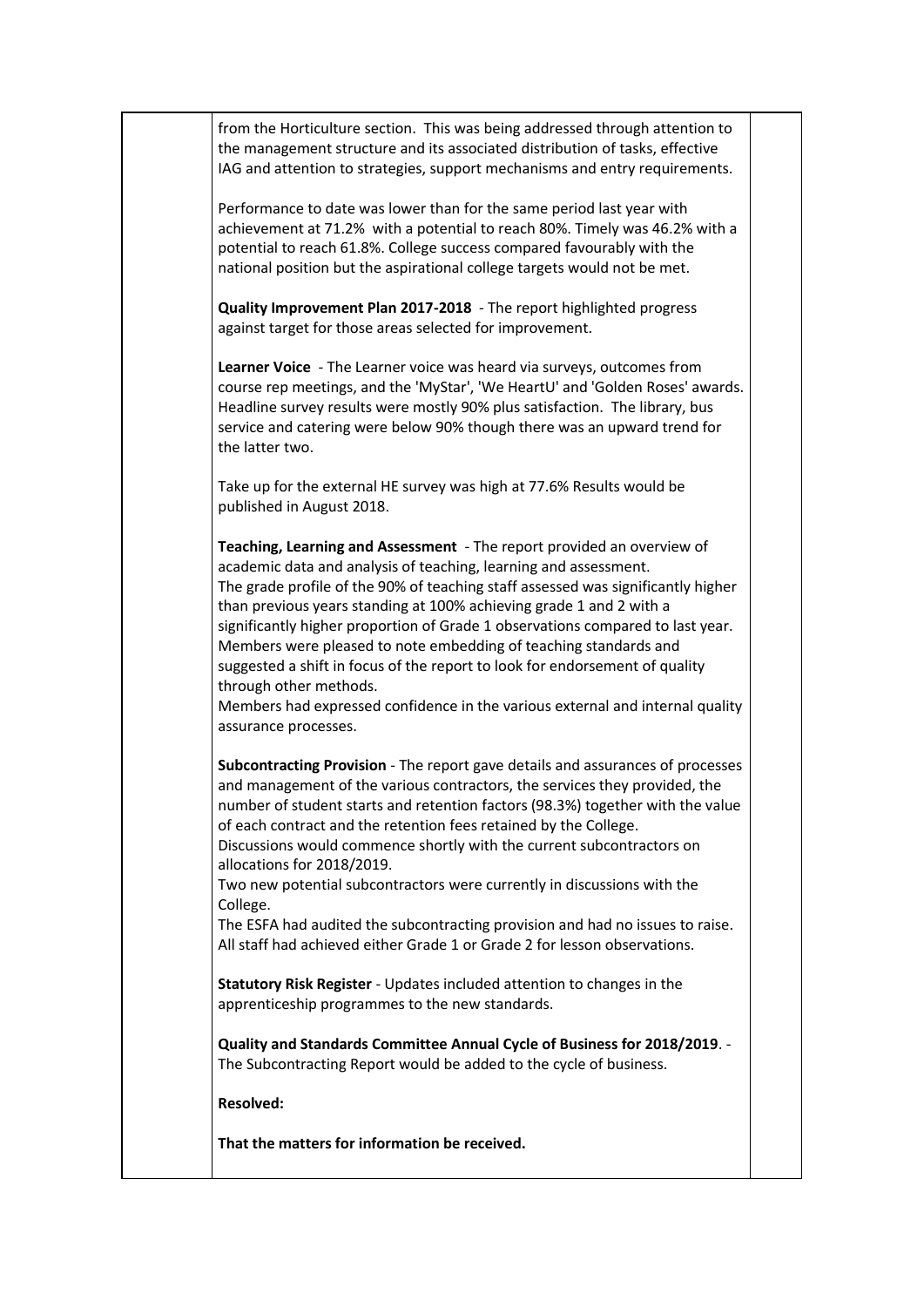from the Horticulture section. This was being addressed through attention to the management structure and its associated distribution of tasks, effective IAG and attention to strategies, support mechanisms and entry requirements.

Performance to date was lower than for the same period last year with achievement at 71.2% with a potential to reach 80%. Timely was 46.2% with a potential to reach 61.8%. College success compared favourably with the national position but the aspirational college targets would not be met.

**Quality Improvement Plan 2017-2018** - The report highlighted progress against target for those areas selected for improvement.

**Learner Voice** - The Learner voice was heard via surveys, outcomes from course rep meetings, and the 'MyStar', 'We HeartU' and 'Golden Roses' awards. Headline survey results were mostly 90% plus satisfaction. The library, bus service and catering were below 90% though there was an upward trend for the latter two.

Take up for the external HE survey was high at 77.6% Results would be published in August 2018.

**Teaching, Learning and Assessment** - The report provided an overview of academic data and analysis of teaching, learning and assessment.
The grade profile of the 90% of teaching staff assessed was significantly higher than previous years standing at 100% achieving grade 1 and 2 with a significantly higher proportion of Grade 1 observations compared to last year.
Members were pleased to note embedding of teaching standards and suggested a shift in focus of the report to look for endorsement of quality through other methods.
Members had expressed confidence in the various external and internal quality assurance processes.

**Subcontracting Provision** - The report gave details and assurances of processes and management of the various contractors, the services they provided, the number of student starts and retention factors (98.3%) together with the value of each contract and the retention fees retained by the College.
Discussions would commence shortly with the current subcontractors on allocations for 2018/2019.
Two new potential subcontractors were currently in discussions with the College.
The ESFA had audited the subcontracting provision and had no issues to raise.
All staff had achieved either Grade 1 or Grade 2 for lesson observations.

**Statutory Risk Register** - Updates included attention to changes in the apprenticeship programmes to the new standards.

**Quality and Standards Committee Annual Cycle of Business for 2018/2019**. - The Subcontracting Report would be added to the cycle of business.

**Resolved:**

**That the matters for information be received.**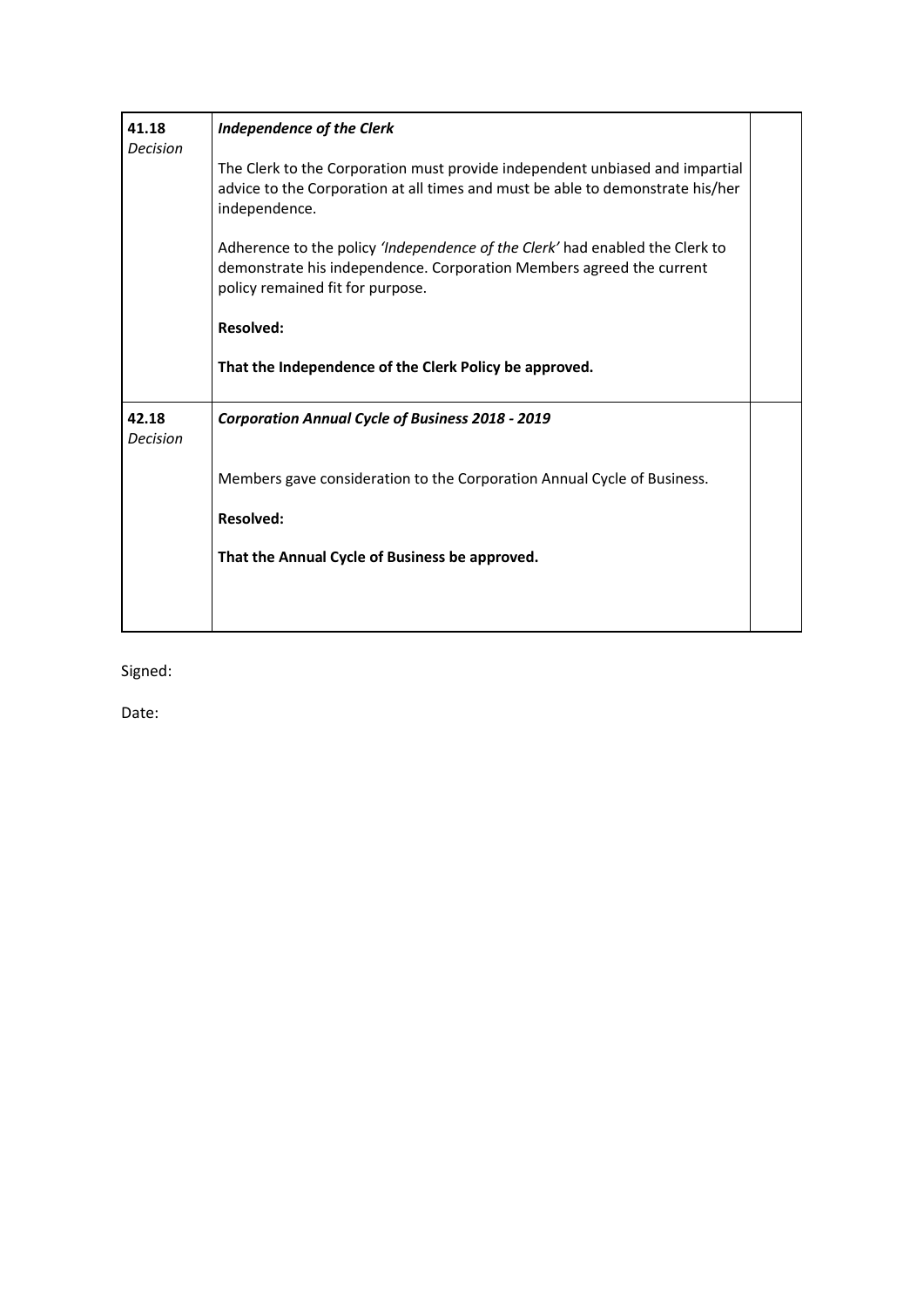| | | |
|---|---|---|
| **41.18** *Decision* | ***Independence of the Clerk***<br><br>The Clerk to the Corporation must provide independent unbiased and impartial advice to the Corporation at all times and must be able to demonstrate his/her independence.<br><br>Adherence to the policy *'Independence of the Clerk'* had enabled the Clerk to demonstrate his independence. Corporation Members agreed the current policy remained fit for purpose.<br><br>**Resolved:**<br><br>**That the Independence of the Clerk Policy be approved.** | |
| **42.18** *Decision* | ***Corporation Annual Cycle of Business 2018 - 2019***<br><br>Members gave consideration to the Corporation Annual Cycle of Business.<br><br>**Resolved:**<br><br>**That the Annual Cycle of Business be approved.** | |

Signed:

Date: